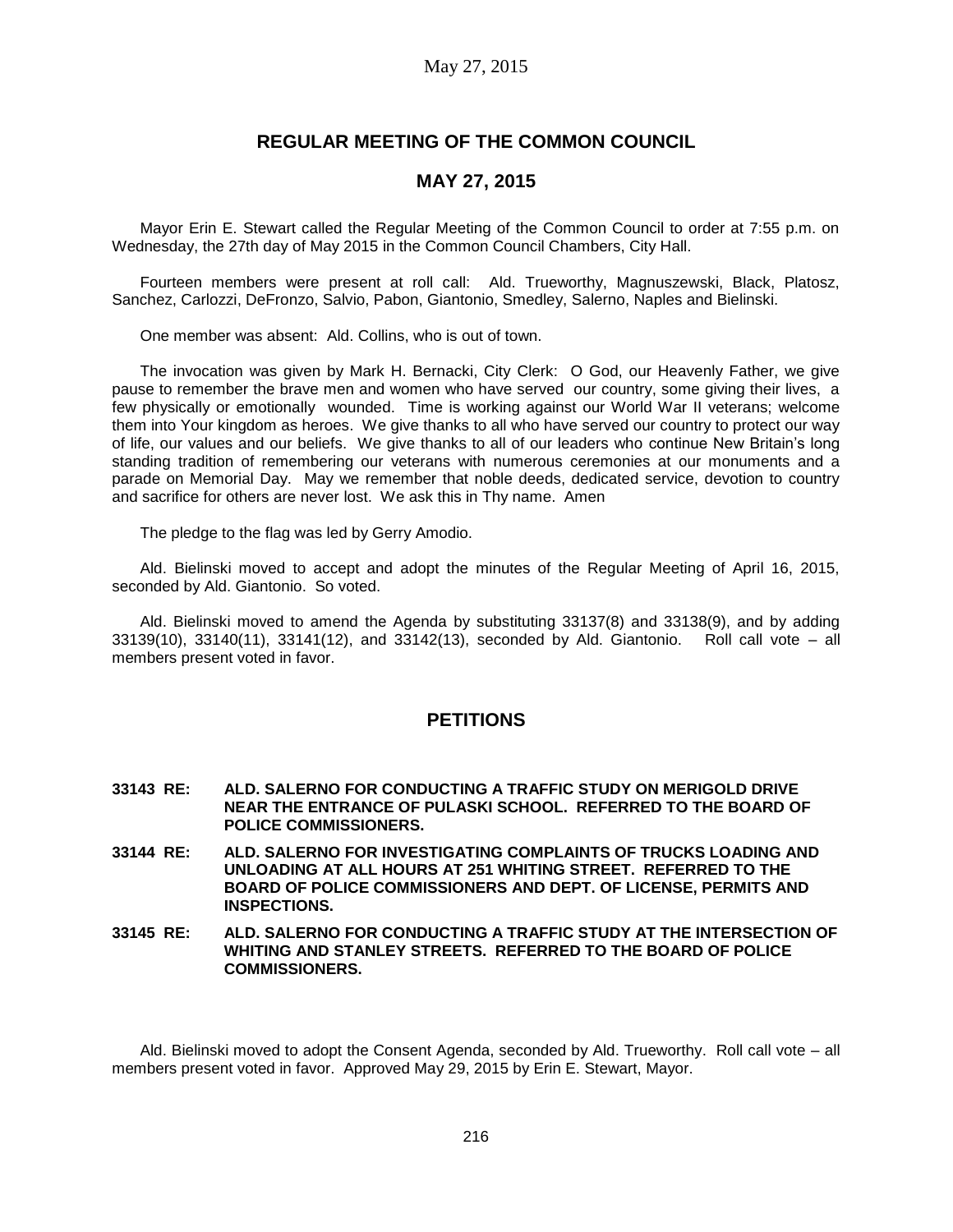# REGULAR MEETING OF THE COMMON COUNCIL

## MAY 27, 2015

Mayor Erin E. Stewart called the Regular Meeting of the Common Council to order at 7:55 p.m. on Wednesday, the 27th day of May 2015 in the Common Council Chambers, City Hall.

Fourteen members were present at roll call: Ald. Trueworthy, Magnuszewski, Black, Platosz, Sanchez, Carlozzi, DeFronzo, Salvio, Pabon, Giantonio, Smedley, Salerno, Naples and Bielinski.

One member was absent: Ald. Collins, who is out of town.

The invocation was given by Mark H. Bernacki, City Clerk: O God, our Heavenly Father, we give pause to remember the brave men and women who have served our country, some giving their lives, a few physically or emotionally wounded. Time is working against our World War II veterans; welcome them into Your kingdom as heroes. We give thanks to all who have served our country to protect our way of life, our values and our beliefs. We give thanks to all of our leaders who continue New Britain's long standing tradition of remembering our veterans with numerous ceremonies at our monuments and a parade on Memorial Day. May we remember that noble deeds, dedicated service, devotion to country and sacrifice for others are never lost. We ask this in Thy name. Amen

The pledge to the flag was led by Gerry Amodio.

Ald. Bielinski moved to accept and adopt the minutes of the Regular Meeting of April 16, 2015, seconded by Ald. Giantonio. So voted.

Ald. Bielinski moved to amend the Agenda by substituting 33137(8) and 33138(9), and by adding 33139(10), 33140(11), 33141(12), and 33142(13), seconded by Ald. Giantonio. Roll call vote – all members present voted in favor.

## PETITIONS

**33143 RE: ALD. SALERNO FOR CONDUCTING A TRAFFIC STUDY ON MERIGOLD DRIVE NEAR THE ENTRANCE OF PULASKI SCHOOL. REFERRED TO THE BOARD OF POLICE COMMISSIONERS.**

**33144 RE: ALD. SALERNO FOR INVESTIGATING COMPLAINTS OF TRUCKS LOADING AND UNLOADING AT ALL HOURS AT 251 WHITING STREET. REFERRED TO THE BOARD OF POLICE COMMISSIONERS AND DEPT. OF LICENSE, PERMITS AND INSPECTIONS.**

**33145 RE: ALD. SALERNO FOR CONDUCTING A TRAFFIC STUDY AT THE INTERSECTION OF WHITING AND STANLEY STREETS. REFERRED TO THE BOARD OF POLICE COMMISSIONERS.**

Ald. Bielinski moved to adopt the Consent Agenda, seconded by Ald. Trueworthy. Roll call vote – all members present voted in favor. Approved May 29, 2015 by Erin E. Stewart, Mayor.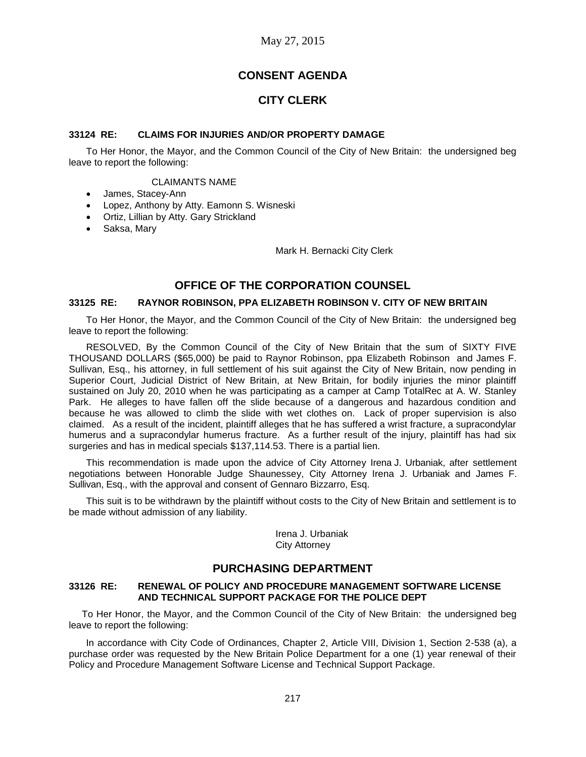May 27, 2015

# CONSENT AGENDA

## CITY CLERK

### 33124 RE: CLAIMS FOR INJURIES AND/OR PROPERTY DAMAGE

To Her Honor, the Mayor, and the Common Council of the City of New Britain: the undersigned beg leave to report the following:

CLAIMANTS NAME

- James, Stacey-Ann
- Lopez, Anthony by Atty. Eamonn S. Wisneski
- Ortiz, Lillian by Atty. Gary Strickland
- Saksa, Mary

Mark H. Bernacki City Clerk

## OFFICE OF THE CORPORATION COUNSEL

### 33125 RE: RAYNOR ROBINSON, PPA ELIZABETH ROBINSON V. CITY OF NEW BRITAIN

To Her Honor, the Mayor, and the Common Council of the City of New Britain: the undersigned beg leave to report the following:

RESOLVED, By the Common Council of the City of New Britain that the sum of SIXTY FIVE THOUSAND DOLLARS ($65,000) be paid to Raynor Robinson, ppa Elizabeth Robinson and James F. Sullivan, Esq., his attorney, in full settlement of his suit against the City of New Britain, now pending in Superior Court, Judicial District of New Britain, at New Britain, for bodily injuries the minor plaintiff sustained on July 20, 2010 when he was participating as a camper at Camp TotalRec at A. W. Stanley Park. He alleges to have fallen off the slide because of a dangerous and hazardous condition and because he was allowed to climb the slide with wet clothes on. Lack of proper supervision is also claimed. As a result of the incident, plaintiff alleges that he has suffered a wrist fracture, a supracondylar humerus and a supracondylar humerus fracture. As a further result of the injury, plaintiff has had six surgeries and has in medical specials $137,114.53. There is a partial lien.

This recommendation is made upon the advice of City Attorney Irena J. Urbaniak, after settlement negotiations between Honorable Judge Shaunessey, City Attorney Irena J. Urbaniak and James F. Sullivan, Esq., with the approval and consent of Gennaro Bizzarro, Esq.

This suit is to be withdrawn by the plaintiff without costs to the City of New Britain and settlement is to be made without admission of any liability.

Irena J. Urbaniak
City Attorney

## PURCHASING DEPARTMENT

### 33126 RE: RENEWAL OF POLICY AND PROCEDURE MANAGEMENT SOFTWARE LICENSE AND TECHNICAL SUPPORT PACKAGE FOR THE POLICE DEPT

To Her Honor, the Mayor, and the Common Council of the City of New Britain: the undersigned beg leave to report the following:

In accordance with City Code of Ordinances, Chapter 2, Article VIII, Division 1, Section 2-538 (a), a purchase order was requested by the New Britain Police Department for a one (1) year renewal of their Policy and Procedure Management Software License and Technical Support Package.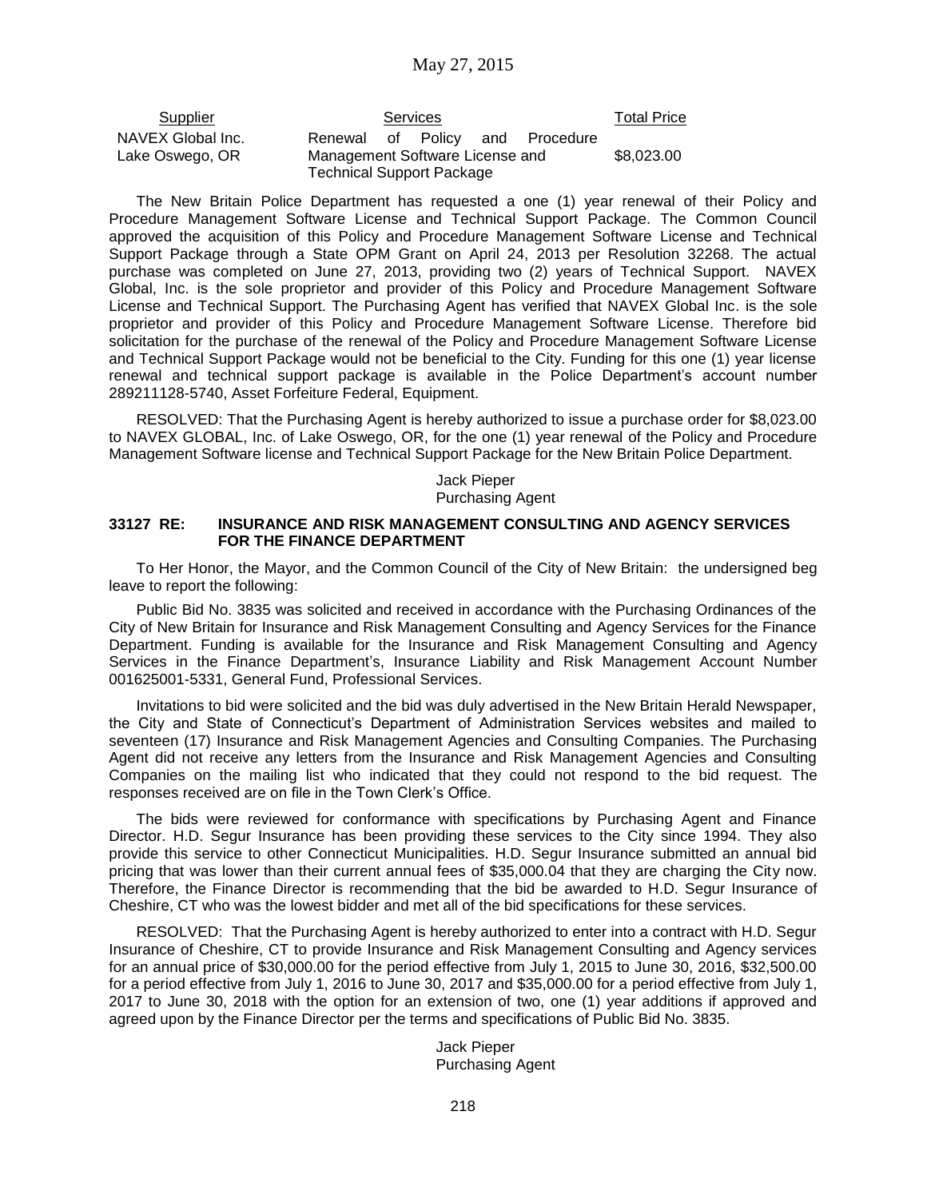| Supplier | Services | Total Price |
|---|---|---|
| NAVEX Global Inc. Lake Oswego, OR | Renewal of Policy and Procedure Management Software License and Technical Support Package | $8,023.00 |

The New Britain Police Department has requested a one (1) year renewal of their Policy and Procedure Management Software License and Technical Support Package. The Common Council approved the acquisition of this Policy and Procedure Management Software License and Technical Support Package through a State OPM Grant on April 24, 2013 per Resolution 32268. The actual purchase was completed on June 27, 2013, providing two (2) years of Technical Support. NAVEX Global, Inc. is the sole proprietor and provider of this Policy and Procedure Management Software License and Technical Support. The Purchasing Agent has verified that NAVEX Global Inc. is the sole proprietor and provider of this Policy and Procedure Management Software License. Therefore bid solicitation for the purchase of the renewal of the Policy and Procedure Management Software License and Technical Support Package would not be beneficial to the City. Funding for this one (1) year license renewal and technical support package is available in the Police Department's account number 289211128-5740, Asset Forfeiture Federal, Equipment.

RESOLVED: That the Purchasing Agent is hereby authorized to issue a purchase order for $8,023.00 to NAVEX GLOBAL, Inc. of Lake Oswego, OR, for the one (1) year renewal of the Policy and Procedure Management Software license and Technical Support Package for the New Britain Police Department.

Jack Pieper
Purchasing Agent

**33127 RE: INSURANCE AND RISK MANAGEMENT CONSULTING AND AGENCY SERVICES FOR THE FINANCE DEPARTMENT**

To Her Honor, the Mayor, and the Common Council of the City of New Britain: the undersigned beg leave to report the following:

Public Bid No. 3835 was solicited and received in accordance with the Purchasing Ordinances of the City of New Britain for Insurance and Risk Management Consulting and Agency Services for the Finance Department. Funding is available for the Insurance and Risk Management Consulting and Agency Services in the Finance Department's, Insurance Liability and Risk Management Account Number 001625001-5331, General Fund, Professional Services.

Invitations to bid were solicited and the bid was duly advertised in the New Britain Herald Newspaper, the City and State of Connecticut's Department of Administration Services websites and mailed to seventeen (17) Insurance and Risk Management Agencies and Consulting Companies. The Purchasing Agent did not receive any letters from the Insurance and Risk Management Agencies and Consulting Companies on the mailing list who indicated that they could not respond to the bid request. The responses received are on file in the Town Clerk's Office.

The bids were reviewed for conformance with specifications by Purchasing Agent and Finance Director. H.D. Segur Insurance has been providing these services to the City since 1994. They also provide this service to other Connecticut Municipalities. H.D. Segur Insurance submitted an annual bid pricing that was lower than their current annual fees of $35,000.04 that they are charging the City now. Therefore, the Finance Director is recommending that the bid be awarded to H.D. Segur Insurance of Cheshire, CT who was the lowest bidder and met all of the bid specifications for these services.

RESOLVED: That the Purchasing Agent is hereby authorized to enter into a contract with H.D. Segur Insurance of Cheshire, CT to provide Insurance and Risk Management Consulting and Agency services for an annual price of $30,000.00 for the period effective from July 1, 2015 to June 30, 2016, $32,500.00 for a period effective from July 1, 2016 to June 30, 2017 and $35,000.00 for a period effective from July 1, 2017 to June 30, 2018 with the option for an extension of two, one (1) year additions if approved and agreed upon by the Finance Director per the terms and specifications of Public Bid No. 3835.

Jack Pieper
Purchasing Agent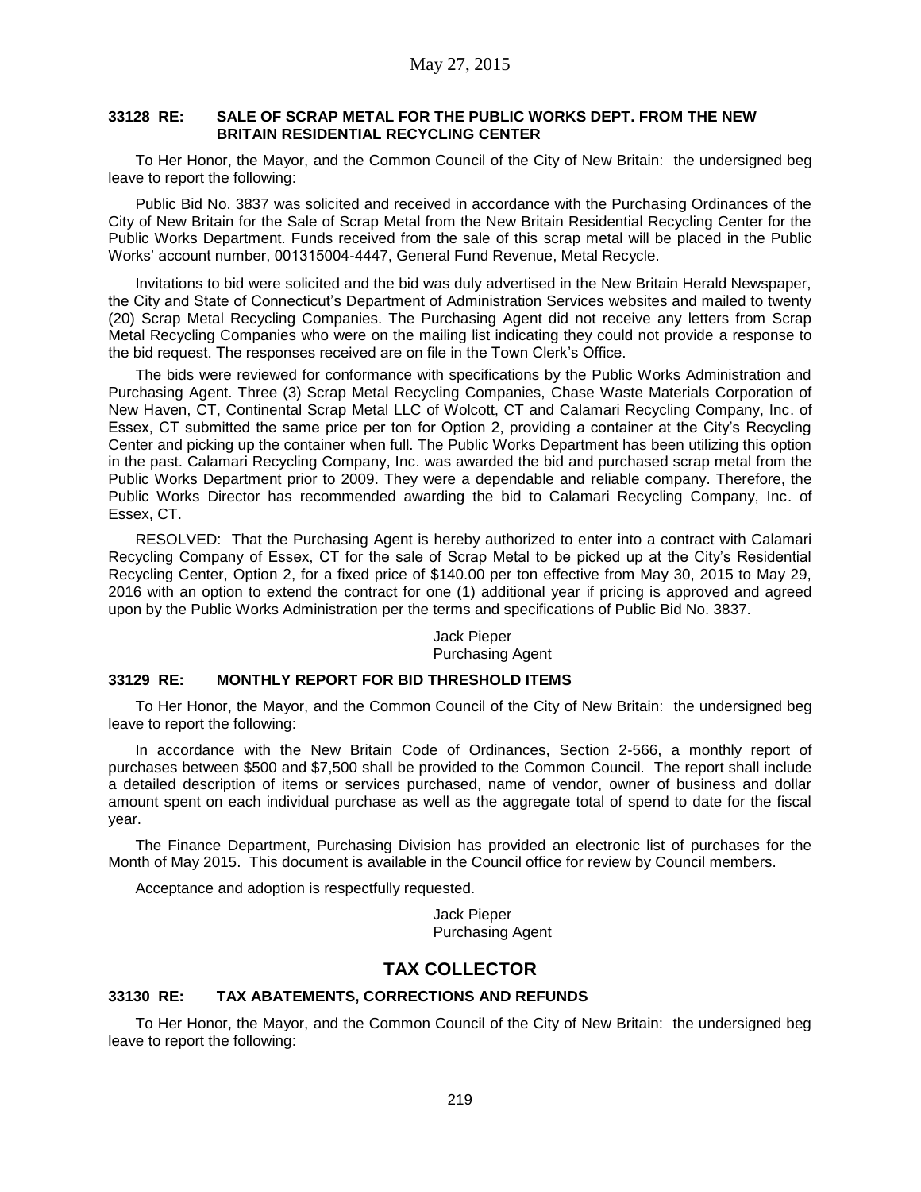### 33128 RE: SALE OF SCRAP METAL FOR THE PUBLIC WORKS DEPT. FROM THE NEW BRITAIN RESIDENTIAL RECYCLING CENTER

To Her Honor, the Mayor, and the Common Council of the City of New Britain: the undersigned beg leave to report the following:

Public Bid No. 3837 was solicited and received in accordance with the Purchasing Ordinances of the City of New Britain for the Sale of Scrap Metal from the New Britain Residential Recycling Center for the Public Works Department. Funds received from the sale of this scrap metal will be placed in the Public Works' account number, 001315004-4447, General Fund Revenue, Metal Recycle.

Invitations to bid were solicited and the bid was duly advertised in the New Britain Herald Newspaper, the City and State of Connecticut's Department of Administration Services websites and mailed to twenty (20) Scrap Metal Recycling Companies. The Purchasing Agent did not receive any letters from Scrap Metal Recycling Companies who were on the mailing list indicating they could not provide a response to the bid request. The responses received are on file in the Town Clerk's Office.

The bids were reviewed for conformance with specifications by the Public Works Administration and Purchasing Agent. Three (3) Scrap Metal Recycling Companies, Chase Waste Materials Corporation of New Haven, CT, Continental Scrap Metal LLC of Wolcott, CT and Calamari Recycling Company, Inc. of Essex, CT submitted the same price per ton for Option 2, providing a container at the City's Recycling Center and picking up the container when full. The Public Works Department has been utilizing this option in the past. Calamari Recycling Company, Inc. was awarded the bid and purchased scrap metal from the Public Works Department prior to 2009. They were a dependable and reliable company. Therefore, the Public Works Director has recommended awarding the bid to Calamari Recycling Company, Inc. of Essex, CT.

RESOLVED: That the Purchasing Agent is hereby authorized to enter into a contract with Calamari Recycling Company of Essex, CT for the sale of Scrap Metal to be picked up at the City's Residential Recycling Center, Option 2, for a fixed price of $140.00 per ton effective from May 30, 2015 to May 29, 2016 with an option to extend the contract for one (1) additional year if pricing is approved and agreed upon by the Public Works Administration per the terms and specifications of Public Bid No. 3837.

Jack Pieper
Purchasing Agent

### 33129 RE: MONTHLY REPORT FOR BID THRESHOLD ITEMS

To Her Honor, the Mayor, and the Common Council of the City of New Britain: the undersigned beg leave to report the following:

In accordance with the New Britain Code of Ordinances, Section 2-566, a monthly report of purchases between $500 and $7,500 shall be provided to the Common Council. The report shall include a detailed description of items or services purchased, name of vendor, owner of business and dollar amount spent on each individual purchase as well as the aggregate total of spend to date for the fiscal year.

The Finance Department, Purchasing Division has provided an electronic list of purchases for the Month of May 2015. This document is available in the Council office for review by Council members.

Acceptance and adoption is respectfully requested.

Jack Pieper
Purchasing Agent

## TAX COLLECTOR

### 33130 RE: TAX ABATEMENTS, CORRECTIONS AND REFUNDS

To Her Honor, the Mayor, and the Common Council of the City of New Britain: the undersigned beg leave to report the following: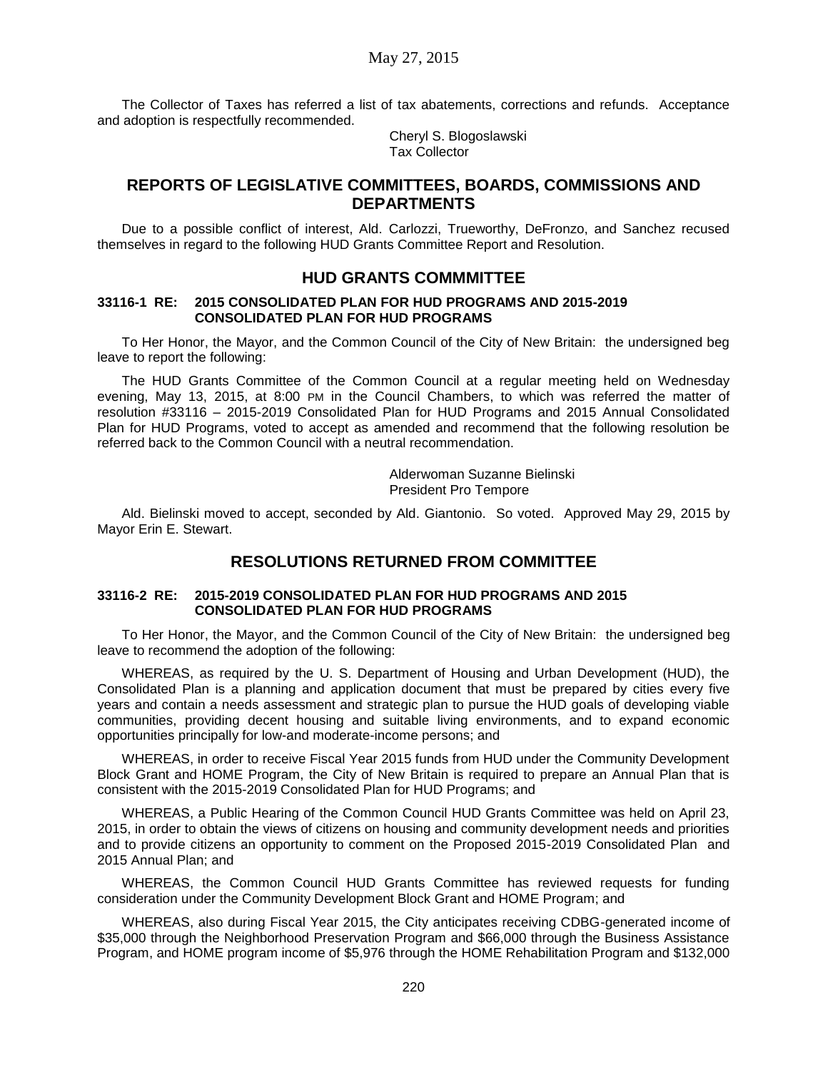The Collector of Taxes has referred a list of tax abatements, corrections and refunds. Acceptance and adoption is respectfully recommended.

Cheryl S. Blogoslawski
Tax Collector

## REPORTS OF LEGISLATIVE COMMITTEES, BOARDS, COMMISSIONS AND DEPARTMENTS

Due to a possible conflict of interest, Ald. Carlozzi, Trueworthy, DeFronzo, and Sanchez recused themselves in regard to the following HUD Grants Committee Report and Resolution.

## HUD GRANTS COMMMITTEE

**33116-1 RE: 2015 CONSOLIDATED PLAN FOR HUD PROGRAMS AND 2015-2019 CONSOLIDATED PLAN FOR HUD PROGRAMS**

To Her Honor, the Mayor, and the Common Council of the City of New Britain: the undersigned beg leave to report the following:

The HUD Grants Committee of the Common Council at a regular meeting held on Wednesday evening, May 13, 2015, at 8:00 PM in the Council Chambers, to which was referred the matter of resolution #33116 – 2015-2019 Consolidated Plan for HUD Programs and 2015 Annual Consolidated Plan for HUD Programs, voted to accept as amended and recommend that the following resolution be referred back to the Common Council with a neutral recommendation.

Alderwoman Suzanne Bielinski
President Pro Tempore

Ald. Bielinski moved to accept, seconded by Ald. Giantonio. So voted. Approved May 29, 2015 by Mayor Erin E. Stewart.

## RESOLUTIONS RETURNED FROM COMMITTEE

**33116-2 RE: 2015-2019 CONSOLIDATED PLAN FOR HUD PROGRAMS AND 2015 CONSOLIDATED PLAN FOR HUD PROGRAMS**

To Her Honor, the Mayor, and the Common Council of the City of New Britain: the undersigned beg leave to recommend the adoption of the following:

WHEREAS, as required by the U. S. Department of Housing and Urban Development (HUD), the Consolidated Plan is a planning and application document that must be prepared by cities every five years and contain a needs assessment and strategic plan to pursue the HUD goals of developing viable communities, providing decent housing and suitable living environments, and to expand economic opportunities principally for low-and moderate-income persons; and

WHEREAS, in order to receive Fiscal Year 2015 funds from HUD under the Community Development Block Grant and HOME Program, the City of New Britain is required to prepare an Annual Plan that is consistent with the 2015-2019 Consolidated Plan for HUD Programs; and

WHEREAS, a Public Hearing of the Common Council HUD Grants Committee was held on April 23, 2015, in order to obtain the views of citizens on housing and community development needs and priorities and to provide citizens an opportunity to comment on the Proposed 2015-2019 Consolidated Plan and 2015 Annual Plan; and

WHEREAS, the Common Council HUD Grants Committee has reviewed requests for funding consideration under the Community Development Block Grant and HOME Program; and

WHEREAS, also during Fiscal Year 2015, the City anticipates receiving CDBG-generated income of \$35,000 through the Neighborhood Preservation Program and \$66,000 through the Business Assistance Program, and HOME program income of \$5,976 through the HOME Rehabilitation Program and \$132,000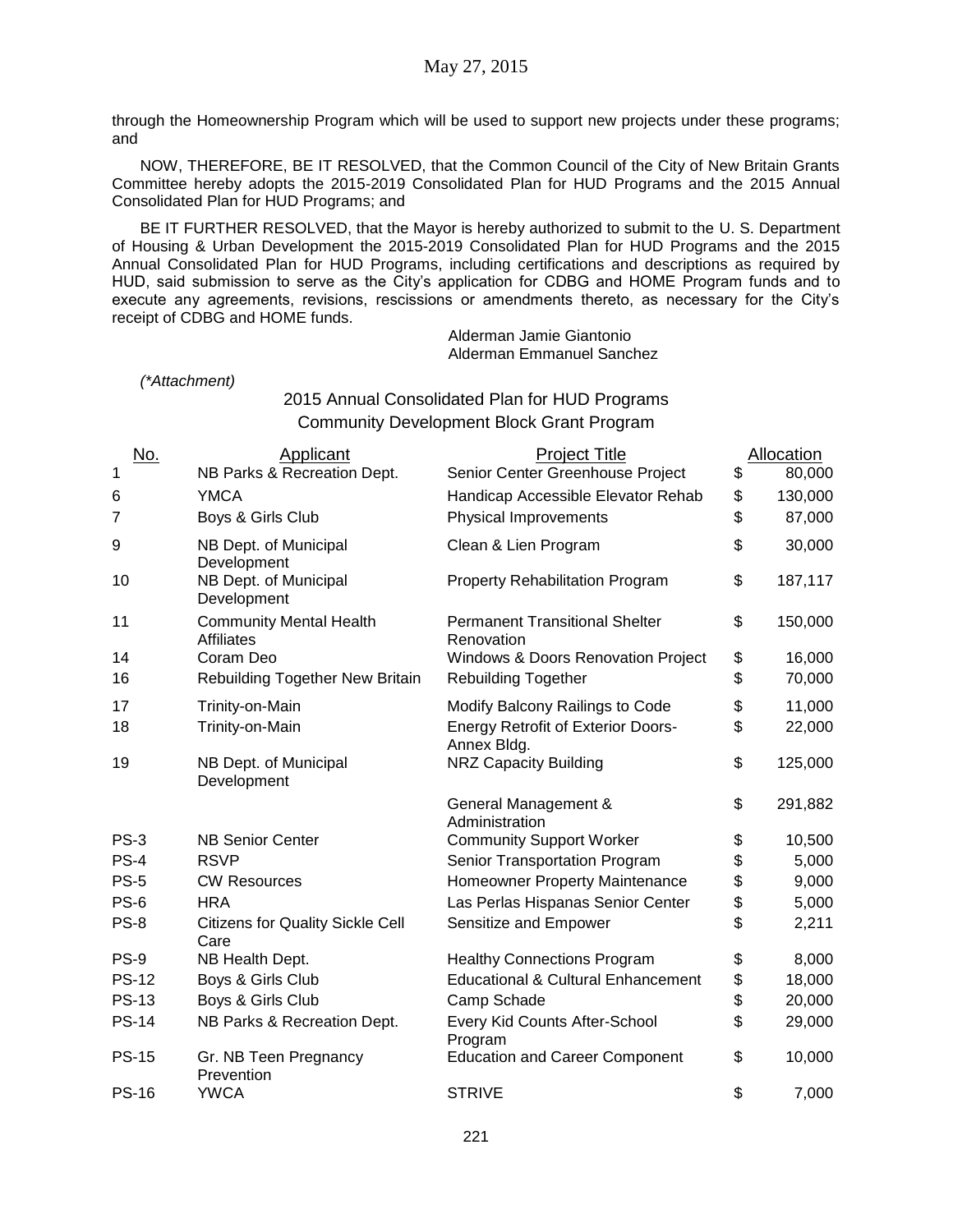through the Homeownership Program which will be used to support new projects under these programs; and

NOW, THEREFORE, BE IT RESOLVED, that the Common Council of the City of New Britain Grants Committee hereby adopts the 2015-2019 Consolidated Plan for HUD Programs and the 2015 Annual Consolidated Plan for HUD Programs; and

BE IT FURTHER RESOLVED, that the Mayor is hereby authorized to submit to the U. S. Department of Housing & Urban Development the 2015-2019 Consolidated Plan for HUD Programs and the 2015 Annual Consolidated Plan for HUD Programs, including certifications and descriptions as required by HUD, said submission to serve as the City's application for CDBG and HOME Program funds and to execute any agreements, revisions, rescissions or amendments thereto, as necessary for the City's receipt of CDBG and HOME funds.

Alderman Jamie Giantonio
Alderman Emmanuel Sanchez

*(\*Attachment)*

## 2015 Annual Consolidated Plan for HUD Programs
## Community Development Block Grant Program

| No. | Applicant | Project Title | Allocation |
|---|---|---|---|
| 1 | NB Parks & Recreation Dept. | Senior Center Greenhouse Project | $ 80,000 |
| 6 | YMCA | Handicap Accessible Elevator Rehab | $ 130,000 |
| 7 | Boys & Girls Club | Physical Improvements | $ 87,000 |
| 9 | NB Dept. of Municipal Development | Clean & Lien Program | $ 30,000 |
| 10 | NB Dept. of Municipal Development | Property Rehabilitation Program | $ 187,117 |
| 11 | Community Mental Health Affiliates | Permanent Transitional Shelter Renovation | $ 150,000 |
| 14 | Coram Deo | Windows & Doors Renovation Project | $ 16,000 |
| 16 | Rebuilding Together New Britain | Rebuilding Together | $ 70,000 |
| 17 | Trinity-on-Main | Modify Balcony Railings to Code | $ 11,000 |
| 18 | Trinity-on-Main | Energy Retrofit of Exterior Doors-Annex Bldg. | $ 22,000 |
| 19 | NB Dept. of Municipal Development | NRZ Capacity Building | $ 125,000 |
| | | General Management & Administration | $ 291,882 |
| PS-3 | NB Senior Center | Community Support Worker | $ 10,500 |
| PS-4 | RSVP | Senior Transportation Program | $ 5,000 |
| PS-5 | CW Resources | Homeowner Property Maintenance | $ 9,000 |
| PS-6 | HRA | Las Perlas Hispanas Senior Center | $ 5,000 |
| PS-8 | Citizens for Quality Sickle Cell Care | Sensitize and Empower | $ 2,211 |
| PS-9 | NB Health Dept. | Healthy Connections Program | $ 8,000 |
| PS-12 | Boys & Girls Club | Educational & Cultural Enhancement | $ 18,000 |
| PS-13 | Boys & Girls Club | Camp Schade | $ 20,000 |
| PS-14 | NB Parks & Recreation Dept. | Every Kid Counts After-School Program | $ 29,000 |
| PS-15 | Gr. NB Teen Pregnancy Prevention | Education and Career Component | $ 10,000 |
| PS-16 | YWCA | STRIVE | $ 7,000 |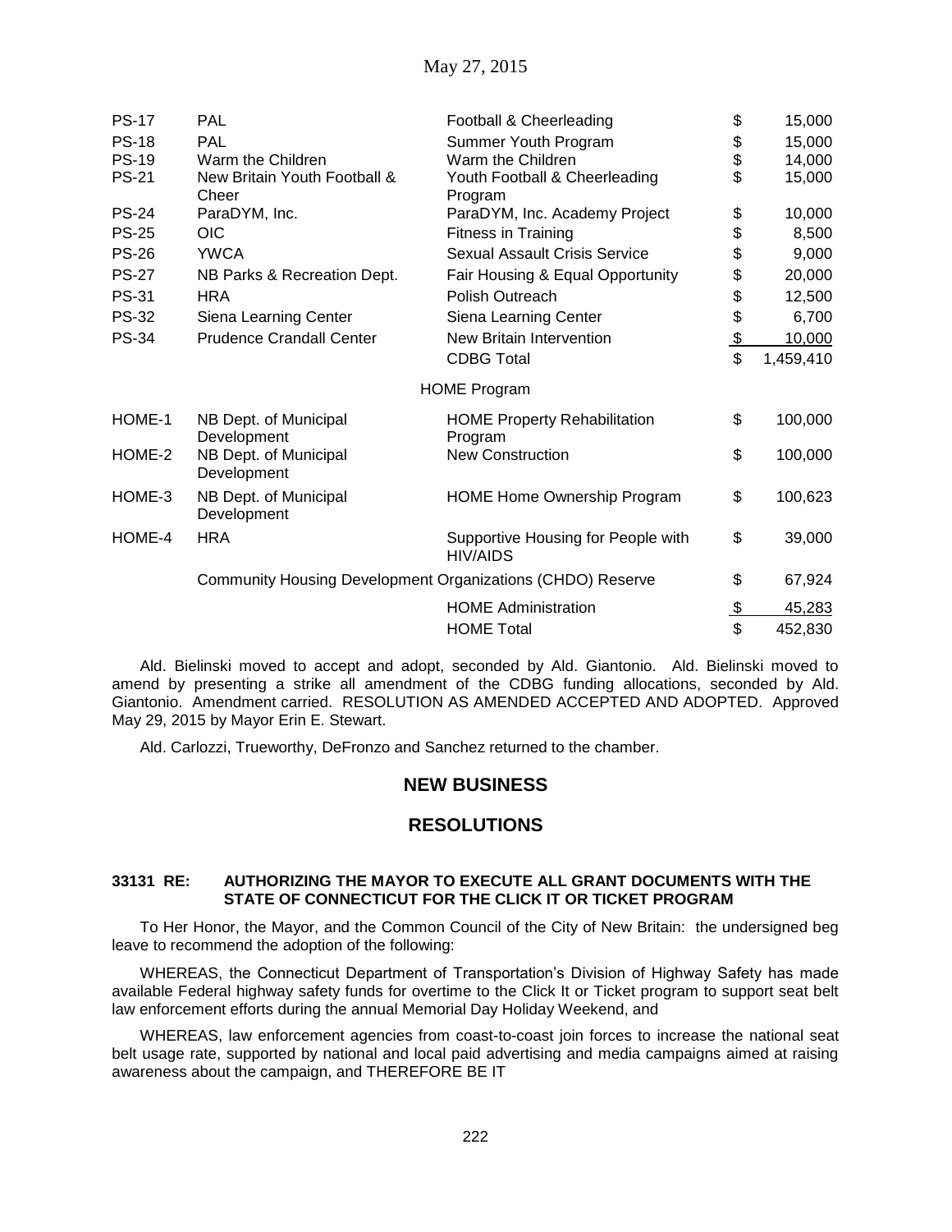| | | | |
|---|---|---|---|
| PS-17 | PAL | Football & Cheerleading | $ 15,000 |
| PS-18 | PAL | Summer Youth Program | $ 15,000 |
| PS-19 | Warm the Children | Warm the Children | $ 14,000 |
| PS-21 | New Britain Youth Football & Cheer | Youth Football & Cheerleading Program | $ 15,000 |
| PS-24 | ParaDYM, Inc. | ParaDYM, Inc. Academy Project | $ 10,000 |
| PS-25 | OIC | Fitness in Training | $ 8,500 |
| PS-26 | YWCA | Sexual Assault Crisis Service | $ 9,000 |
| PS-27 | NB Parks & Recreation Dept. | Fair Housing & Equal Opportunity | $ 20,000 |
| PS-31 | HRA | Polish Outreach | $ 12,500 |
| PS-32 | Siena Learning Center | Siena Learning Center | $ 6,700 |
| PS-34 | Prudence Crandall Center | New Britain Intervention | $ 10,000 |
| | | CDBG Total | $ 1,459,410 |
| | | HOME Program | |
| HOME-1 | NB Dept. of Municipal Development | HOME Property Rehabilitation Program | $ 100,000 |
| HOME-2 | NB Dept. of Municipal Development | New Construction | $ 100,000 |
| HOME-3 | NB Dept. of Municipal Development | HOME Home Ownership Program | $ 100,623 |
| HOME-4 | HRA | Supportive Housing for People with HIV/AIDS | $ 39,000 |
| | Community Housing Development Organizations (CHDO) Reserve | | $ 67,924 |
| | | HOME Administration | $ 45,283 |
| | | HOME Total | $ 452,830 |

Ald. Bielinski moved to accept and adopt, seconded by Ald. Giantonio. Ald. Bielinski moved to amend by presenting a strike all amendment of the CDBG funding allocations, seconded by Ald. Giantonio. Amendment carried. RESOLUTION AS AMENDED ACCEPTED AND ADOPTED. Approved May 29, 2015 by Mayor Erin E. Stewart.

Ald. Carlozzi, Trueworthy, DeFronzo and Sanchez returned to the chamber.

## NEW BUSINESS

## RESOLUTIONS

**33131 RE: AUTHORIZING THE MAYOR TO EXECUTE ALL GRANT DOCUMENTS WITH THE STATE OF CONNECTICUT FOR THE CLICK IT OR TICKET PROGRAM**

To Her Honor, the Mayor, and the Common Council of the City of New Britain: the undersigned beg leave to recommend the adoption of the following:

WHEREAS, the Connecticut Department of Transportation's Division of Highway Safety has made available Federal highway safety funds for overtime to the Click It or Ticket program to support seat belt law enforcement efforts during the annual Memorial Day Holiday Weekend, and

WHEREAS, law enforcement agencies from coast-to-coast join forces to increase the national seat belt usage rate, supported by national and local paid advertising and media campaigns aimed at raising awareness about the campaign, and THEREFORE BE IT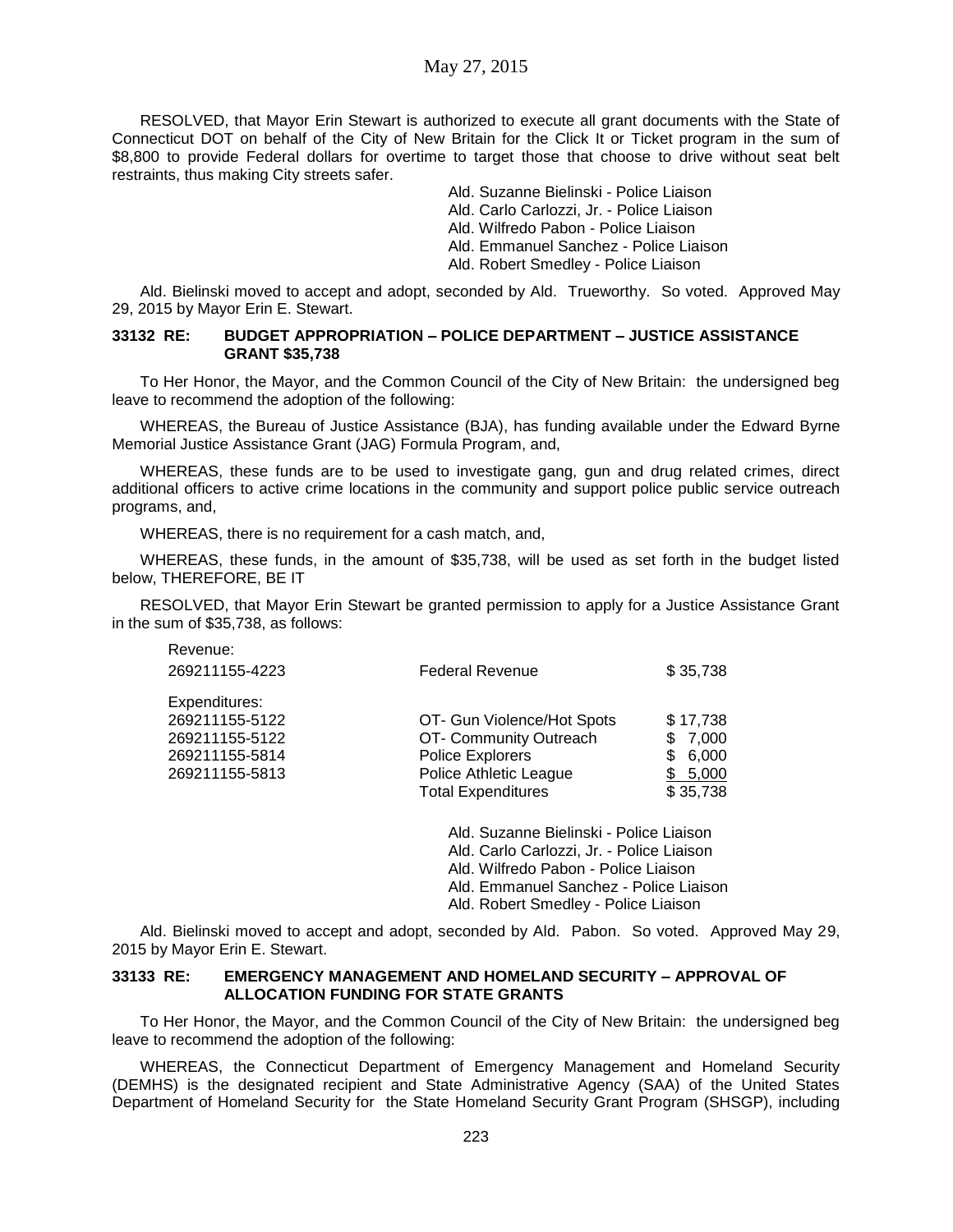RESOLVED, that Mayor Erin Stewart is authorized to execute all grant documents with the State of Connecticut DOT on behalf of the City of New Britain for the Click It or Ticket program in the sum of $8,800 to provide Federal dollars for overtime to target those that choose to drive without seat belt restraints, thus making City streets safer.

Ald. Suzanne Bielinski - Police Liaison
Ald. Carlo Carlozzi, Jr. - Police Liaison
Ald. Wilfredo Pabon - Police Liaison
Ald. Emmanuel Sanchez - Police Liaison
Ald. Robert Smedley - Police Liaison

Ald. Bielinski moved to accept and adopt, seconded by Ald. Trueworthy. So voted. Approved May 29, 2015 by Mayor Erin E. Stewart.

**33132 RE: BUDGET APPROPRIATION – POLICE DEPARTMENT – JUSTICE ASSISTANCE GRANT $35,738**

To Her Honor, the Mayor, and the Common Council of the City of New Britain: the undersigned beg leave to recommend the adoption of the following:

WHEREAS, the Bureau of Justice Assistance (BJA), has funding available under the Edward Byrne Memorial Justice Assistance Grant (JAG) Formula Program, and,

WHEREAS, these funds are to be used to investigate gang, gun and drug related crimes, direct additional officers to active crime locations in the community and support police public service outreach programs, and,

WHEREAS, there is no requirement for a cash match, and,

WHEREAS, these funds, in the amount of $35,738, will be used as set forth in the budget listed below, THEREFORE, BE IT

RESOLVED, that Mayor Erin Stewart be granted permission to apply for a Justice Assistance Grant in the sum of $35,738, as follows:

| | | |
|---|---|---|
| Revenue: | | |
| 269211155-4223 | Federal Revenue | $ 35,738 |
| Expenditures: | | |
| 269211155-5122 | OT- Gun Violence/Hot Spots | $ 17,738 |
| 269211155-5122 | OT- Community Outreach | $ 7,000 |
| 269211155-5814 | Police Explorers | $ 6,000 |
| 269211155-5813 | Police Athletic League | $ 5,000 |
| | Total Expenditures | $ 35,738 |

Ald. Suzanne Bielinski - Police Liaison
Ald. Carlo Carlozzi, Jr. - Police Liaison
Ald. Wilfredo Pabon - Police Liaison
Ald. Emmanuel Sanchez - Police Liaison
Ald. Robert Smedley - Police Liaison

Ald. Bielinski moved to accept and adopt, seconded by Ald. Pabon. So voted. Approved May 29, 2015 by Mayor Erin E. Stewart.

**33133 RE: EMERGENCY MANAGEMENT AND HOMELAND SECURITY – APPROVAL OF ALLOCATION FUNDING FOR STATE GRANTS**

To Her Honor, the Mayor, and the Common Council of the City of New Britain: the undersigned beg leave to recommend the adoption of the following:

WHEREAS, the Connecticut Department of Emergency Management and Homeland Security (DEMHS) is the designated recipient and State Administrative Agency (SAA) of the United States Department of Homeland Security for the State Homeland Security Grant Program (SHSGP), including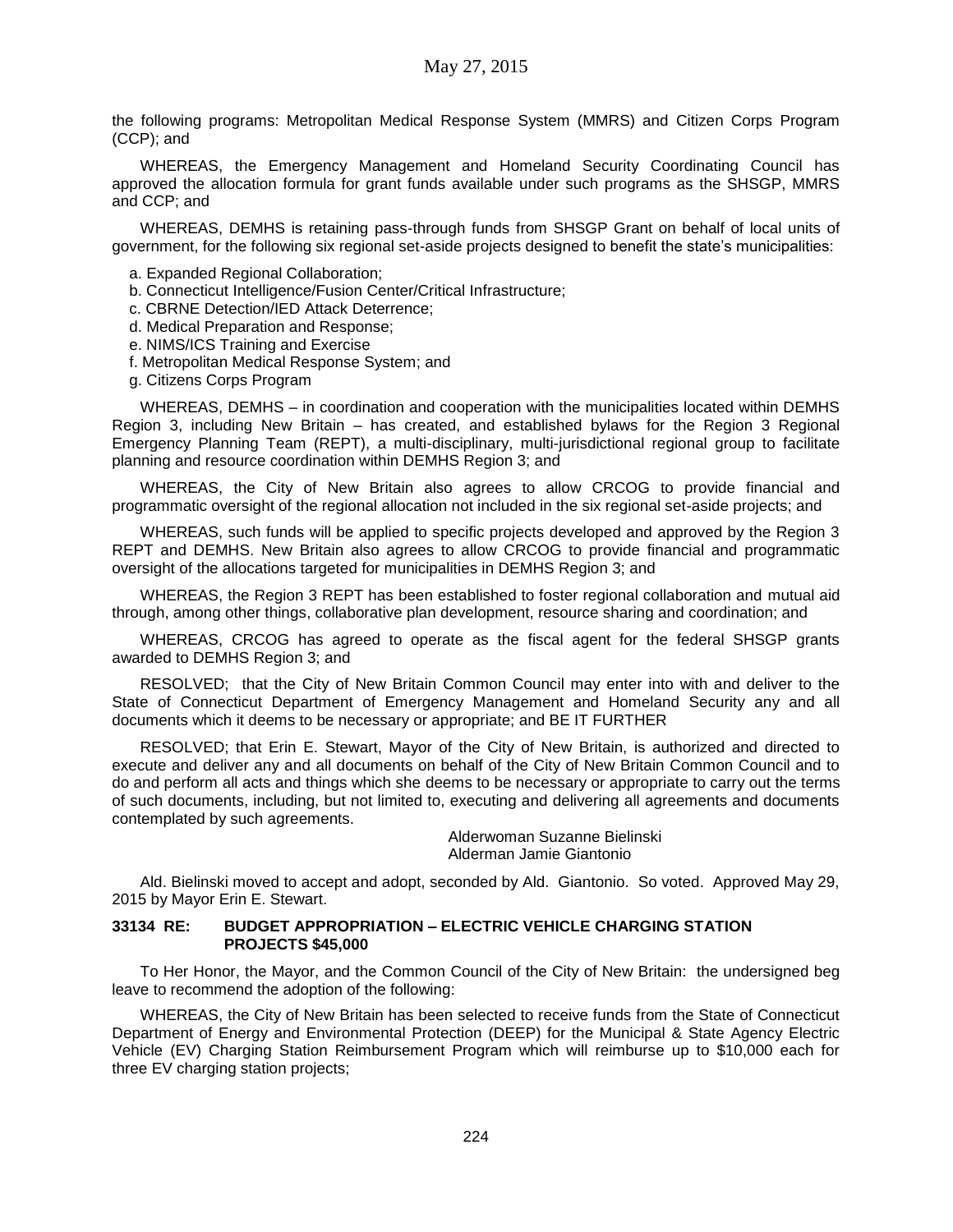the following programs: Metropolitan Medical Response System (MMRS) and Citizen Corps Program (CCP); and

WHEREAS, the Emergency Management and Homeland Security Coordinating Council has approved the allocation formula for grant funds available under such programs as the SHSGP, MMRS and CCP; and

WHEREAS, DEMHS is retaining pass-through funds from SHSGP Grant on behalf of local units of government, for the following six regional set-aside projects designed to benefit the state's municipalities:

a. Expanded Regional Collaboration;
b. Connecticut Intelligence/Fusion Center/Critical Infrastructure;
c. CBRNE Detection/IED Attack Deterrence;
d. Medical Preparation and Response;
e. NIMS/ICS Training and Exercise
f. Metropolitan Medical Response System; and
g. Citizens Corps Program

WHEREAS, DEMHS – in coordination and cooperation with the municipalities located within DEMHS Region 3, including New Britain – has created, and established bylaws for the Region 3 Regional Emergency Planning Team (REPT), a multi-disciplinary, multi-jurisdictional regional group to facilitate planning and resource coordination within DEMHS Region 3; and

WHEREAS, the City of New Britain also agrees to allow CRCOG to provide financial and programmatic oversight of the regional allocation not included in the six regional set-aside projects; and

WHEREAS, such funds will be applied to specific projects developed and approved by the Region 3 REPT and DEMHS. New Britain also agrees to allow CRCOG to provide financial and programmatic oversight of the allocations targeted for municipalities in DEMHS Region 3; and

WHEREAS, the Region 3 REPT has been established to foster regional collaboration and mutual aid through, among other things, collaborative plan development, resource sharing and coordination; and

WHEREAS, CRCOG has agreed to operate as the fiscal agent for the federal SHSGP grants awarded to DEMHS Region 3; and

RESOLVED; that the City of New Britain Common Council may enter into with and deliver to the State of Connecticut Department of Emergency Management and Homeland Security any and all documents which it deems to be necessary or appropriate; and BE IT FURTHER

RESOLVED; that Erin E. Stewart, Mayor of the City of New Britain, is authorized and directed to execute and deliver any and all documents on behalf of the City of New Britain Common Council and to do and perform all acts and things which she deems to be necessary or appropriate to carry out the terms of such documents, including, but not limited to, executing and delivering all agreements and documents contemplated by such agreements.

Alderwoman Suzanne Bielinski
Alderman Jamie Giantonio

Ald. Bielinski moved to accept and adopt, seconded by Ald. Giantonio. So voted. Approved May 29, 2015 by Mayor Erin E. Stewart.

**33134 RE: BUDGET APPROPRIATION – ELECTRIC VEHICLE CHARGING STATION PROJECTS $45,000**

To Her Honor, the Mayor, and the Common Council of the City of New Britain: the undersigned beg leave to recommend the adoption of the following:

WHEREAS, the City of New Britain has been selected to receive funds from the State of Connecticut Department of Energy and Environmental Protection (DEEP) for the Municipal & State Agency Electric Vehicle (EV) Charging Station Reimbursement Program which will reimburse up to $10,000 each for three EV charging station projects;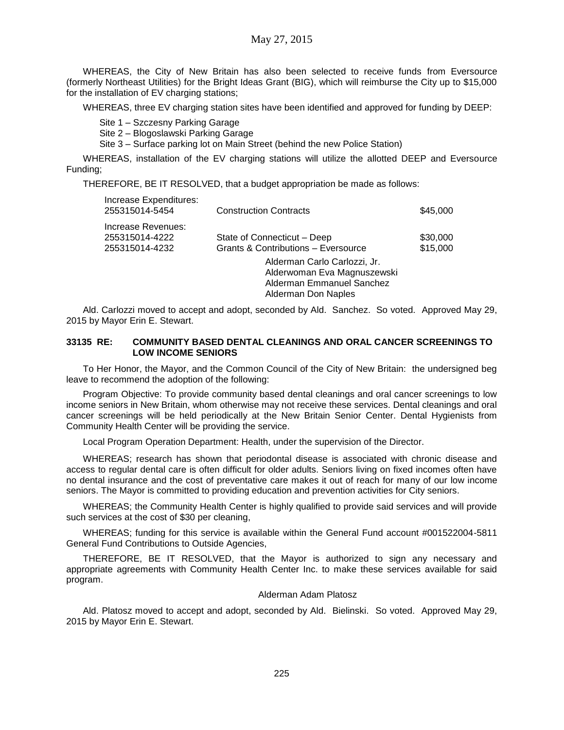WHEREAS, the City of New Britain has also been selected to receive funds from Eversource (formerly Northeast Utilities) for the Bright Ideas Grant (BIG), which will reimburse the City up to $15,000 for the installation of EV charging stations;

WHEREAS, three EV charging station sites have been identified and approved for funding by DEEP:

Site 1 – Szczesny Parking Garage
Site 2 – Blogoslawski Parking Garage
Site 3 – Surface parking lot on Main Street (behind the new Police Station)

WHEREAS, installation of the EV charging stations will utilize the allotted DEEP and Eversource Funding;

THEREFORE, BE IT RESOLVED, that a budget appropriation be made as follows:

| | | |
|---|---|---|
| Increase Expenditures: | | |
| 255315014-5454 | Construction Contracts | $45,000 |
| Increase Revenues: | | |
| 255315014-4222 | State of Connecticut – Deep | $30,000 |
| 255315014-4232 | Grants & Contributions – Eversource | $15,000 |

Alderman Carlo Carlozzi, Jr.
Alderwoman Eva Magnuszewski
Alderman Emmanuel Sanchez
Alderman Don Naples

Ald. Carlozzi moved to accept and adopt, seconded by Ald. Sanchez. So voted. Approved May 29, 2015 by Mayor Erin E. Stewart.

### 33135 RE: COMMUNITY BASED DENTAL CLEANINGS AND ORAL CANCER SCREENINGS TO LOW INCOME SENIORS

To Her Honor, the Mayor, and the Common Council of the City of New Britain: the undersigned beg leave to recommend the adoption of the following:

Program Objective: To provide community based dental cleanings and oral cancer screenings to low income seniors in New Britain, whom otherwise may not receive these services. Dental cleanings and oral cancer screenings will be held periodically at the New Britain Senior Center. Dental Hygienists from Community Health Center will be providing the service.

Local Program Operation Department: Health, under the supervision of the Director.

WHEREAS; research has shown that periodontal disease is associated with chronic disease and access to regular dental care is often difficult for older adults. Seniors living on fixed incomes often have no dental insurance and the cost of preventative care makes it out of reach for many of our low income seniors. The Mayor is committed to providing education and prevention activities for City seniors.

WHEREAS; the Community Health Center is highly qualified to provide said services and will provide such services at the cost of $30 per cleaning,

WHEREAS; funding for this service is available within the General Fund account #001522004-5811 General Fund Contributions to Outside Agencies,

THEREFORE, BE IT RESOLVED, that the Mayor is authorized to sign any necessary and appropriate agreements with Community Health Center Inc. to make these services available for said program.

Alderman Adam Platosz

Ald. Platosz moved to accept and adopt, seconded by Ald. Bielinski. So voted. Approved May 29, 2015 by Mayor Erin E. Stewart.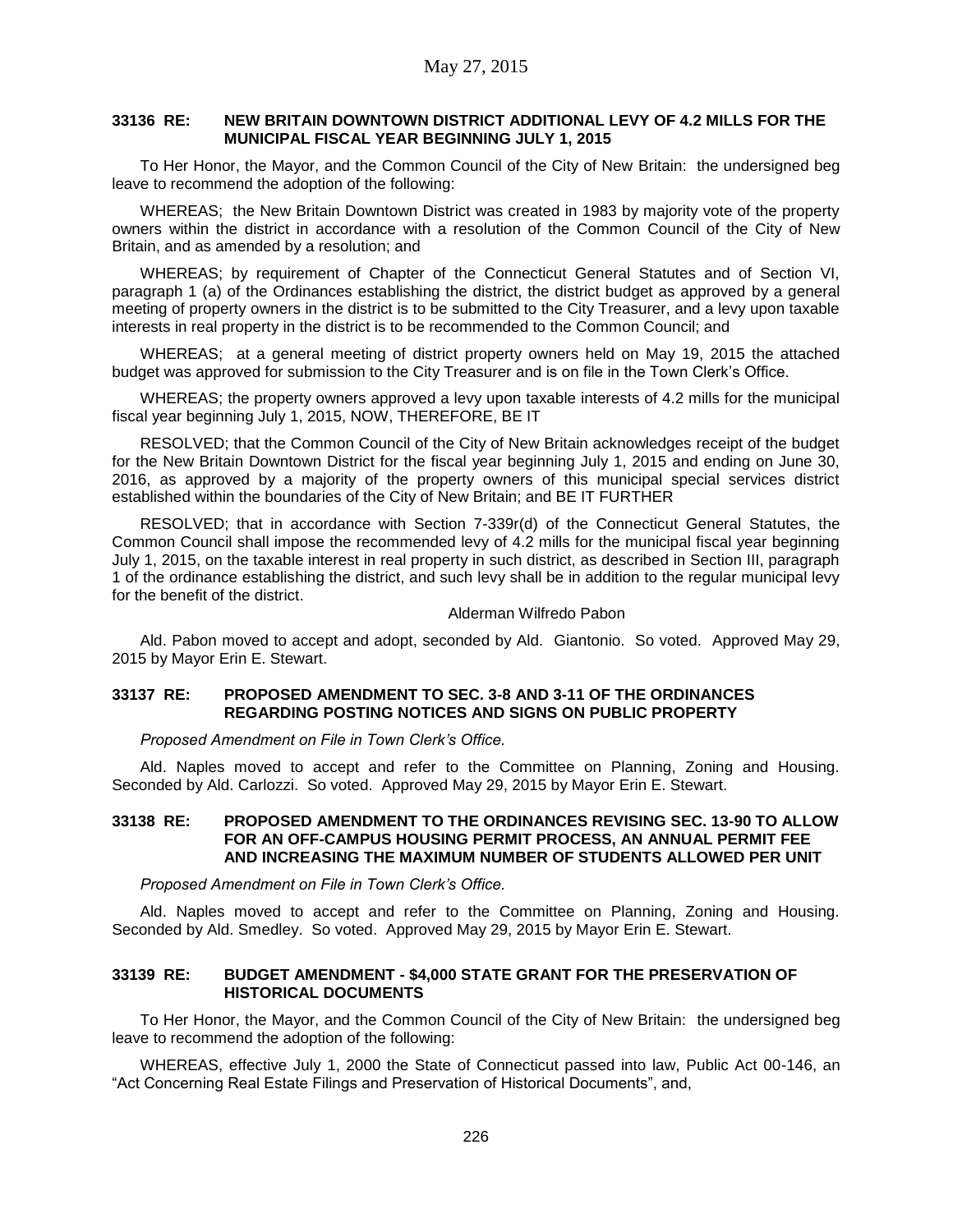### 33136 RE: NEW BRITAIN DOWNTOWN DISTRICT ADDITIONAL LEVY OF 4.2 MILLS FOR THE MUNICIPAL FISCAL YEAR BEGINNING JULY 1, 2015

To Her Honor, the Mayor, and the Common Council of the City of New Britain: the undersigned beg leave to recommend the adoption of the following:

WHEREAS; the New Britain Downtown District was created in 1983 by majority vote of the property owners within the district in accordance with a resolution of the Common Council of the City of New Britain, and as amended by a resolution; and

WHEREAS; by requirement of Chapter of the Connecticut General Statutes and of Section VI, paragraph 1 (a) of the Ordinances establishing the district, the district budget as approved by a general meeting of property owners in the district is to be submitted to the City Treasurer, and a levy upon taxable interests in real property in the district is to be recommended to the Common Council; and

WHEREAS; at a general meeting of district property owners held on May 19, 2015 the attached budget was approved for submission to the City Treasurer and is on file in the Town Clerk's Office.

WHEREAS; the property owners approved a levy upon taxable interests of 4.2 mills for the municipal fiscal year beginning July 1, 2015, NOW, THEREFORE, BE IT

RESOLVED; that the Common Council of the City of New Britain acknowledges receipt of the budget for the New Britain Downtown District for the fiscal year beginning July 1, 2015 and ending on June 30, 2016, as approved by a majority of the property owners of this municipal special services district established within the boundaries of the City of New Britain; and BE IT FURTHER

RESOLVED; that in accordance with Section 7-339r(d) of the Connecticut General Statutes, the Common Council shall impose the recommended levy of 4.2 mills for the municipal fiscal year beginning July 1, 2015, on the taxable interest in real property in such district, as described in Section III, paragraph 1 of the ordinance establishing the district, and such levy shall be in addition to the regular municipal levy for the benefit of the district.

Alderman Wilfredo Pabon

Ald. Pabon moved to accept and adopt, seconded by Ald. Giantonio. So voted. Approved May 29, 2015 by Mayor Erin E. Stewart.

### 33137 RE: PROPOSED AMENDMENT TO SEC. 3-8 AND 3-11 OF THE ORDINANCES REGARDING POSTING NOTICES AND SIGNS ON PUBLIC PROPERTY

*Proposed Amendment on File in Town Clerk's Office.*

Ald. Naples moved to accept and refer to the Committee on Planning, Zoning and Housing. Seconded by Ald. Carlozzi. So voted. Approved May 29, 2015 by Mayor Erin E. Stewart.

### 33138 RE: PROPOSED AMENDMENT TO THE ORDINANCES REVISING SEC. 13-90 TO ALLOW FOR AN OFF-CAMPUS HOUSING PERMIT PROCESS, AN ANNUAL PERMIT FEE AND INCREASING THE MAXIMUM NUMBER OF STUDENTS ALLOWED PER UNIT

*Proposed Amendment on File in Town Clerk's Office.*

Ald. Naples moved to accept and refer to the Committee on Planning, Zoning and Housing. Seconded by Ald. Smedley. So voted. Approved May 29, 2015 by Mayor Erin E. Stewart.

### 33139 RE: BUDGET AMENDMENT - $4,000 STATE GRANT FOR THE PRESERVATION OF HISTORICAL DOCUMENTS

To Her Honor, the Mayor, and the Common Council of the City of New Britain: the undersigned beg leave to recommend the adoption of the following:

WHEREAS, effective July 1, 2000 the State of Connecticut passed into law, Public Act 00-146, an "Act Concerning Real Estate Filings and Preservation of Historical Documents", and,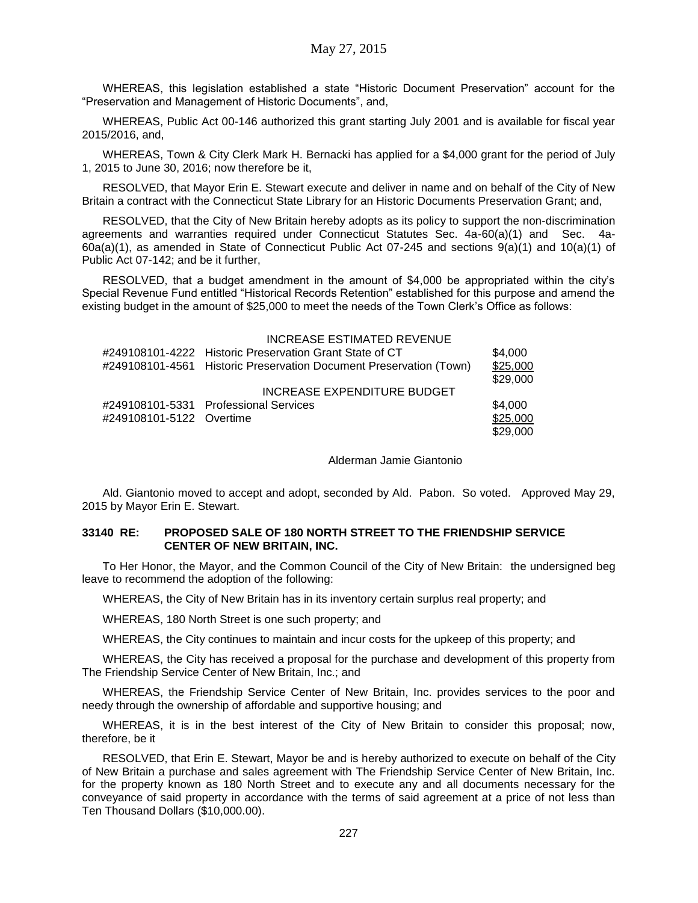WHEREAS, this legislation established a state "Historic Document Preservation" account for the "Preservation and Management of Historic Documents", and,

WHEREAS, Public Act 00-146 authorized this grant starting July 2001 and is available for fiscal year 2015/2016, and,

WHEREAS, Town & City Clerk Mark H. Bernacki has applied for a $4,000 grant for the period of July 1, 2015 to June 30, 2016; now therefore be it,

RESOLVED, that Mayor Erin E. Stewart execute and deliver in name and on behalf of the City of New Britain a contract with the Connecticut State Library for an Historic Documents Preservation Grant; and,

RESOLVED, that the City of New Britain hereby adopts as its policy to support the non-discrimination agreements and warranties required under Connecticut Statutes Sec. 4a-60(a)(1) and Sec. 4a-60a(a)(1), as amended in State of Connecticut Public Act 07-245 and sections 9(a)(1) and 10(a)(1) of Public Act 07-142; and be it further,

RESOLVED, that a budget amendment in the amount of $4,000 be appropriated within the city's Special Revenue Fund entitled "Historical Records Retention" established for this purpose and amend the existing budget in the amount of $25,000 to meet the needs of the Town Clerk's Office as follows:

| | INCREASE ESTIMATED REVENUE | |
|---|---|---|
| #249108101-4222 | Historic Preservation Grant State of CT | $4,000 |
| #249108101-4561 | Historic Preservation Document Preservation (Town) | $25,000 |
| | | $29,000 |
| | INCREASE EXPENDITURE BUDGET | |
| #249108101-5331 | Professional Services | $4,000 |
| #249108101-5122 | Overtime | $25,000 |
| | | $29,000 |

Alderman Jamie Giantonio

Ald. Giantonio moved to accept and adopt, seconded by Ald. Pabon. So voted. Approved May 29, 2015 by Mayor Erin E. Stewart.

**33140 RE: PROPOSED SALE OF 180 NORTH STREET TO THE FRIENDSHIP SERVICE CENTER OF NEW BRITAIN, INC.**

To Her Honor, the Mayor, and the Common Council of the City of New Britain: the undersigned beg leave to recommend the adoption of the following:

WHEREAS, the City of New Britain has in its inventory certain surplus real property; and

WHEREAS, 180 North Street is one such property; and

WHEREAS, the City continues to maintain and incur costs for the upkeep of this property; and

WHEREAS, the City has received a proposal for the purchase and development of this property from The Friendship Service Center of New Britain, Inc.; and

WHEREAS, the Friendship Service Center of New Britain, Inc. provides services to the poor and needy through the ownership of affordable and supportive housing; and

WHEREAS, it is in the best interest of the City of New Britain to consider this proposal; now, therefore, be it

RESOLVED, that Erin E. Stewart, Mayor be and is hereby authorized to execute on behalf of the City of New Britain a purchase and sales agreement with The Friendship Service Center of New Britain, Inc. for the property known as 180 North Street and to execute any and all documents necessary for the conveyance of said property in accordance with the terms of said agreement at a price of not less than Ten Thousand Dollars ($10,000.00).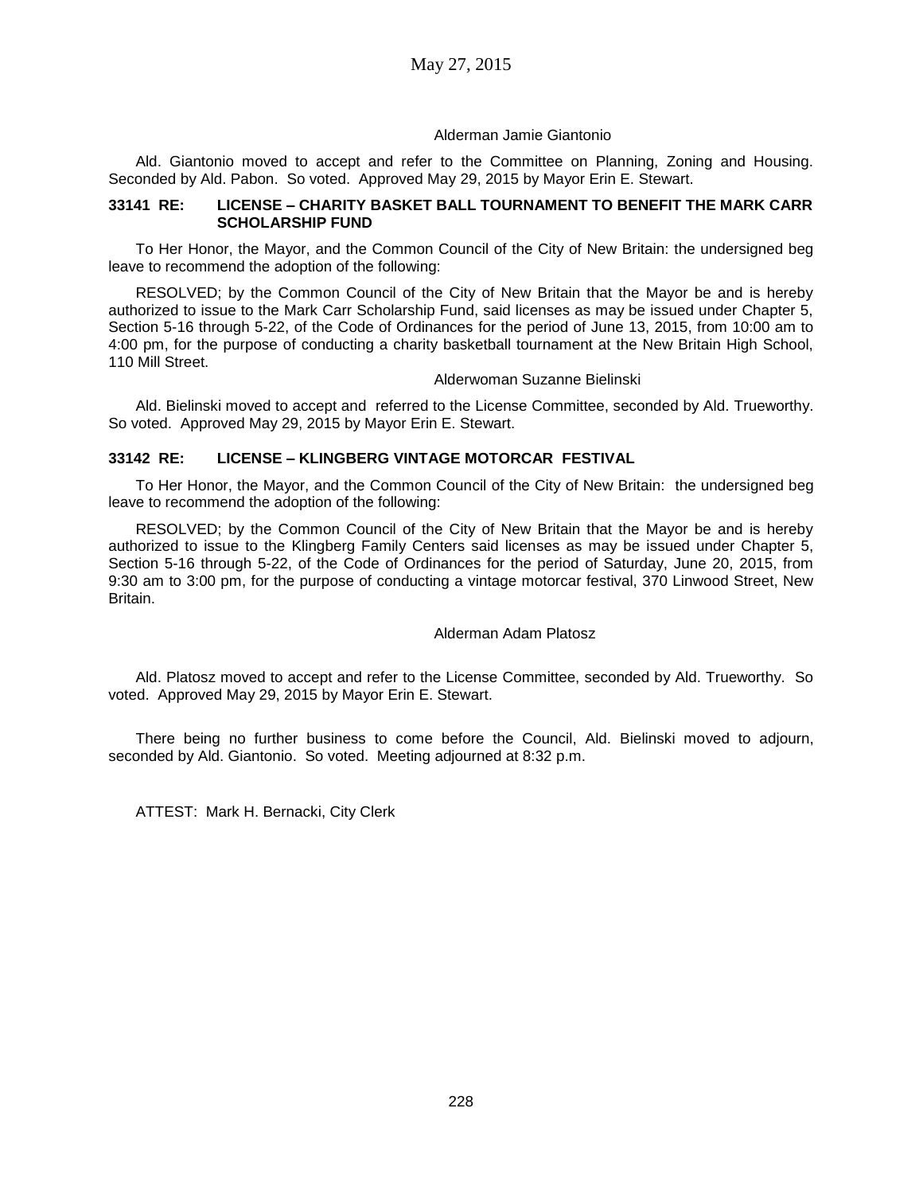Alderman Jamie Giantonio

Ald. Giantonio moved to accept and refer to the Committee on Planning, Zoning and Housing. Seconded by Ald. Pabon. So voted. Approved May 29, 2015 by Mayor Erin E. Stewart.

**33141 RE: LICENSE – CHARITY BASKET BALL TOURNAMENT TO BENEFIT THE MARK CARR SCHOLARSHIP FUND**

To Her Honor, the Mayor, and the Common Council of the City of New Britain: the undersigned beg leave to recommend the adoption of the following:

RESOLVED; by the Common Council of the City of New Britain that the Mayor be and is hereby authorized to issue to the Mark Carr Scholarship Fund, said licenses as may be issued under Chapter 5, Section 5-16 through 5-22, of the Code of Ordinances for the period of June 13, 2015, from 10:00 am to 4:00 pm, for the purpose of conducting a charity basketball tournament at the New Britain High School, 110 Mill Street.

Alderwoman Suzanne Bielinski

Ald. Bielinski moved to accept and referred to the License Committee, seconded by Ald. Trueworthy. So voted. Approved May 29, 2015 by Mayor Erin E. Stewart.

**33142 RE: LICENSE – KLINGBERG VINTAGE MOTORCAR FESTIVAL**

To Her Honor, the Mayor, and the Common Council of the City of New Britain: the undersigned beg leave to recommend the adoption of the following:

RESOLVED; by the Common Council of the City of New Britain that the Mayor be and is hereby authorized to issue to the Klingberg Family Centers said licenses as may be issued under Chapter 5, Section 5-16 through 5-22, of the Code of Ordinances for the period of Saturday, June 20, 2015, from 9:30 am to 3:00 pm, for the purpose of conducting a vintage motorcar festival, 370 Linwood Street, New Britain.

Alderman Adam Platosz

Ald. Platosz moved to accept and refer to the License Committee, seconded by Ald. Trueworthy. So voted. Approved May 29, 2015 by Mayor Erin E. Stewart.

There being no further business to come before the Council, Ald. Bielinski moved to adjourn, seconded by Ald. Giantonio. So voted. Meeting adjourned at 8:32 p.m.

ATTEST: Mark H. Bernacki, City Clerk